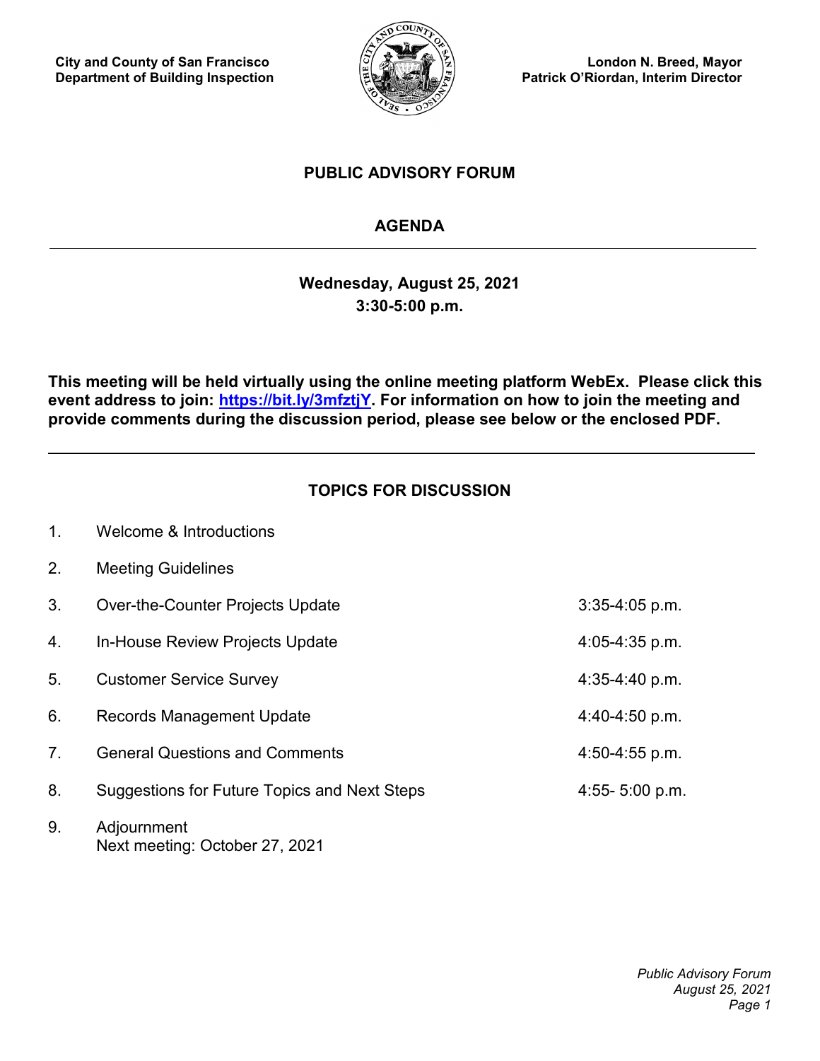**City and County of San Francisco**
**Department of Building Inspection**

**London N. Breed, Mayor**
**Patrick O'Riordan, Interim Director**

# PUBLIC ADVISORY FORUM

## AGENDA

---

**Wednesday, August 25, 2021**
**3:30-5:00 p.m.**

**This meeting will be held virtually using the online meeting platform WebEx. Please click this event address to join: [https://bit.ly/3mfztjY](https://bit.ly/3mfztjY). For information on how to join the meeting and provide comments during the discussion period, please see below or the enclosed PDF.**

---

## TOPICS FOR DISCUSSION

| | Topic | Time |
|---|---|---|
| 1. | Welcome & Introductions | |
| 2. | Meeting Guidelines | |
| 3. | Over-the-Counter Projects Update | 3:35-4:05 p.m. |
| 4. | In-House Review Projects Update | 4:05-4:35 p.m. |
| 5. | Customer Service Survey | 4:35-4:40 p.m. |
| 6. | Records Management Update | 4:40-4:50 p.m. |
| 7. | General Questions and Comments | 4:50-4:55 p.m. |
| 8. | Suggestions for Future Topics and Next Steps | 4:55- 5:00 p.m. |
| 9. | Adjournment<br>Next meeting: October 27, 2021 | |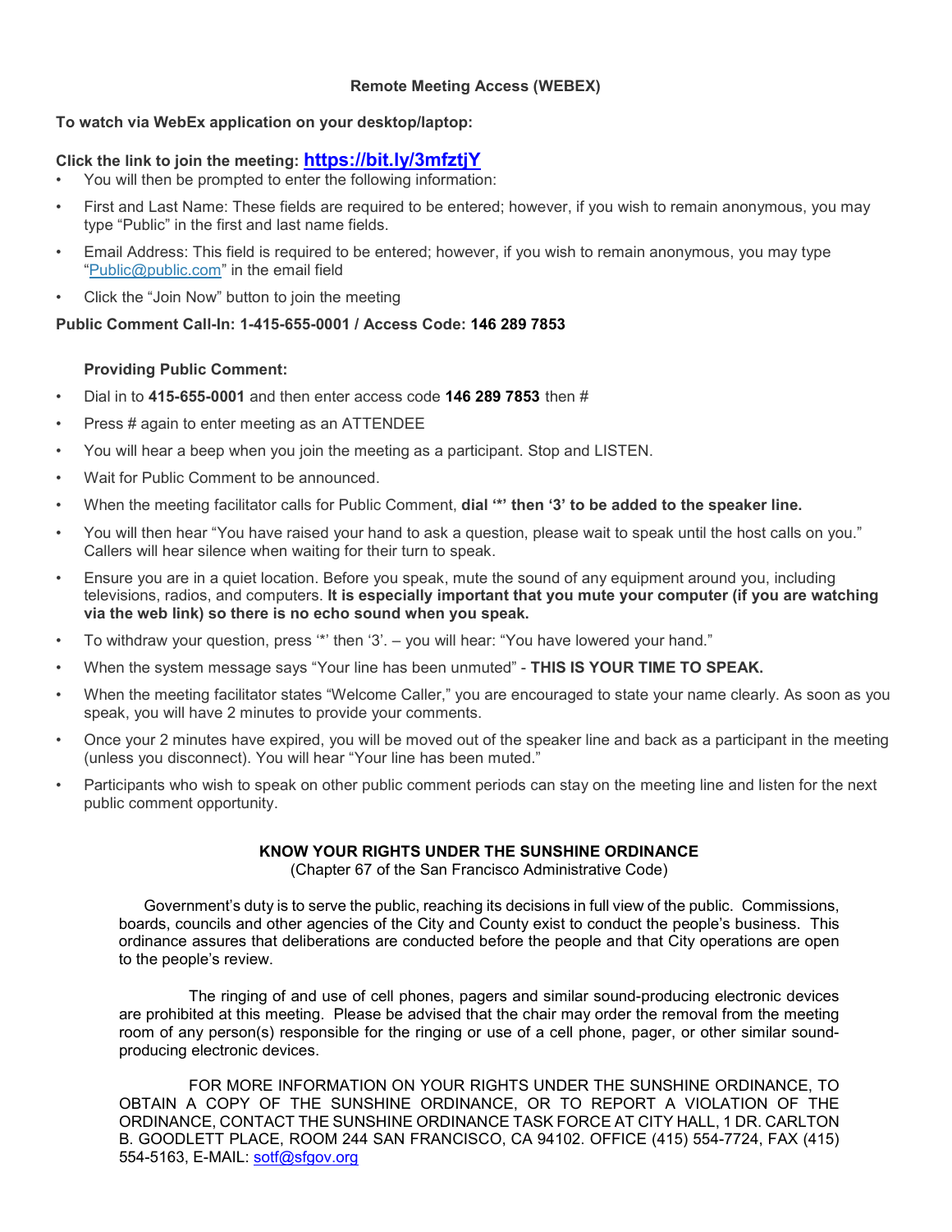### Remote Meeting Access (WEBEX)

**To watch via WebEx application on your desktop/laptop:**

**Click the link to join the meeting: https://bit.ly/3mfztjY**

- You will then be prompted to enter the following information:
- First and Last Name: These fields are required to be entered; however, if you wish to remain anonymous, you may type "Public" in the first and last name fields.
- Email Address: This field is required to be entered; however, if you wish to remain anonymous, you may type "Public@public.com" in the email field
- Click the "Join Now" button to join the meeting

**Public Comment Call-In: 1-415-655-0001 / Access Code: 146 289 7853**

**Providing Public Comment:**

- Dial in to **415-655-0001** and then enter access code **146 289 7853** then #
- Press # again to enter meeting as an ATTENDEE
- You will hear a beep when you join the meeting as a participant. Stop and LISTEN.
- Wait for Public Comment to be announced.
- When the meeting facilitator calls for Public Comment, **dial '*' then '3' to be added to the speaker line.**
- You will then hear "You have raised your hand to ask a question, please wait to speak until the host calls on you." Callers will hear silence when waiting for their turn to speak.
- Ensure you are in a quiet location. Before you speak, mute the sound of any equipment around you, including televisions, radios, and computers. **It is especially important that you mute your computer (if you are watching via the web link) so there is no echo sound when you speak.**
- To withdraw your question, press '*' then '3'. – you will hear: "You have lowered your hand."
- When the system message says "Your line has been unmuted" - **THIS IS YOUR TIME TO SPEAK.**
- When the meeting facilitator states "Welcome Caller," you are encouraged to state your name clearly. As soon as you speak, you will have 2 minutes to provide your comments.
- Once your 2 minutes have expired, you will be moved out of the speaker line and back as a participant in the meeting (unless you disconnect). You will hear "Your line has been muted."
- Participants who wish to speak on other public comment periods can stay on the meeting line and listen for the next public comment opportunity.

**KNOW YOUR RIGHTS UNDER THE SUNSHINE ORDINANCE**
(Chapter 67 of the San Francisco Administrative Code)

Government's duty is to serve the public, reaching its decisions in full view of the public. Commissions, boards, councils and other agencies of the City and County exist to conduct the people's business. This ordinance assures that deliberations are conducted before the people and that City operations are open to the people's review.

The ringing of and use of cell phones, pagers and similar sound-producing electronic devices are prohibited at this meeting. Please be advised that the chair may order the removal from the meeting room of any person(s) responsible for the ringing or use of a cell phone, pager, or other similar sound-producing electronic devices.

FOR MORE INFORMATION ON YOUR RIGHTS UNDER THE SUNSHINE ORDINANCE, TO OBTAIN A COPY OF THE SUNSHINE ORDINANCE, OR TO REPORT A VIOLATION OF THE ORDINANCE, CONTACT THE SUNSHINE ORDINANCE TASK FORCE AT CITY HALL, 1 DR. CARLTON B. GOODLETT PLACE, ROOM 244 SAN FRANCISCO, CA 94102. OFFICE (415) 554-7724, FAX (415) 554-5163, E-MAIL: sotf@sfgov.org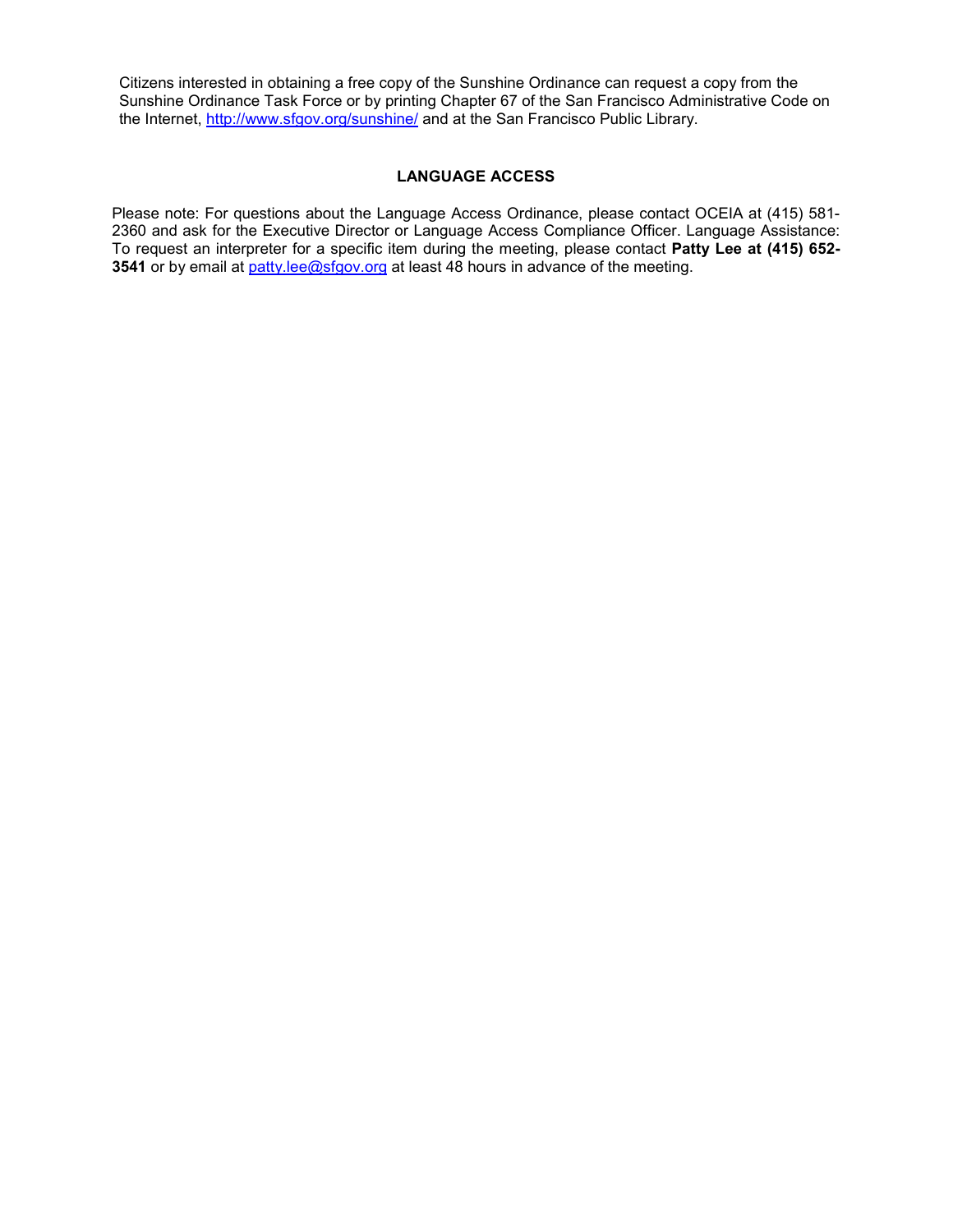Citizens interested in obtaining a free copy of the Sunshine Ordinance can request a copy from the Sunshine Ordinance Task Force or by printing Chapter 67 of the San Francisco Administrative Code on the Internet, http://www.sfgov.org/sunshine/ and at the San Francisco Public Library.

**LANGUAGE ACCESS**

Please note: For questions about the Language Access Ordinance, please contact OCEIA at (415) 581-2360 and ask for the Executive Director or Language Access Compliance Officer. Language Assistance: To request an interpreter for a specific item during the meeting, please contact **Patty Lee at (415) 652-3541** or by email at patty.lee@sfgov.org at least 48 hours in advance of the meeting.